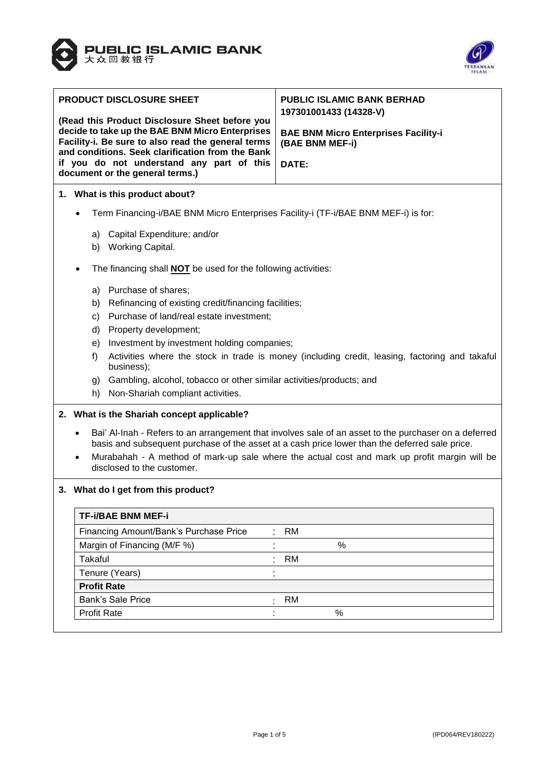PUBLIC ISLAMIC BANK
大众回教银行

| PRODUCT DISCLOSURE SHEET<br><br>**(Read this Product Disclosure Sheet before you decide to take up the BAE BNM Micro Enterprises Facility-i. Be sure to also read the general terms and conditions. Seek clarification from the Bank if you do not understand any part of this document or the general terms.)** | **PUBLIC ISLAMIC BANK BERHAD**<br>**197301001433 (14328-V)**<br><br>**BAE BNM Micro Enterprises Facility-i (BAE BNM MEF-i)**<br><br>**DATE:** |
|---|---|

## 1. What is this product about?

- Term Financing-i/BAE BNM Micro Enterprises Facility-i (TF-i/BAE BNM MEF-i) is for:

  a) Capital Expenditure; and/or
  b) Working Capital.

- The financing shall **NOT** be used for the following activities:

  a) Purchase of shares;
  b) Refinancing of existing credit/financing facilities;
  c) Purchase of land/real estate investment;
  d) Property development;
  e) Investment by investment holding companies;
  f) Activities where the stock in trade is money (including credit, leasing, factoring and takaful business);
  g) Gambling, alcohol, tobacco or other similar activities/products; and
  h) Non-Shariah compliant activities.

## 2. What is the Shariah concept applicable?

- Bai' Al-Inah - Refers to an arrangement that involves sale of an asset to the purchaser on a deferred basis and subsequent purchase of the asset at a cash price lower than the deferred sale price.
- Murabahah - A method of mark-up sale where the actual cost and mark up profit margin will be disclosed to the customer.

## 3. What do I get from this product?

| **TF-i/BAE BNM MEF-i** | | |
|---|---|---|
| Financing Amount/Bank's Purchase Price | : | RM |
| Margin of Financing (M/F %) | : | % |
| Takaful | : | RM |
| Tenure (Years) | : | |
| **Profit Rate** | | |
| Bank's Sale Price | : | RM |
| Profit Rate | : | % |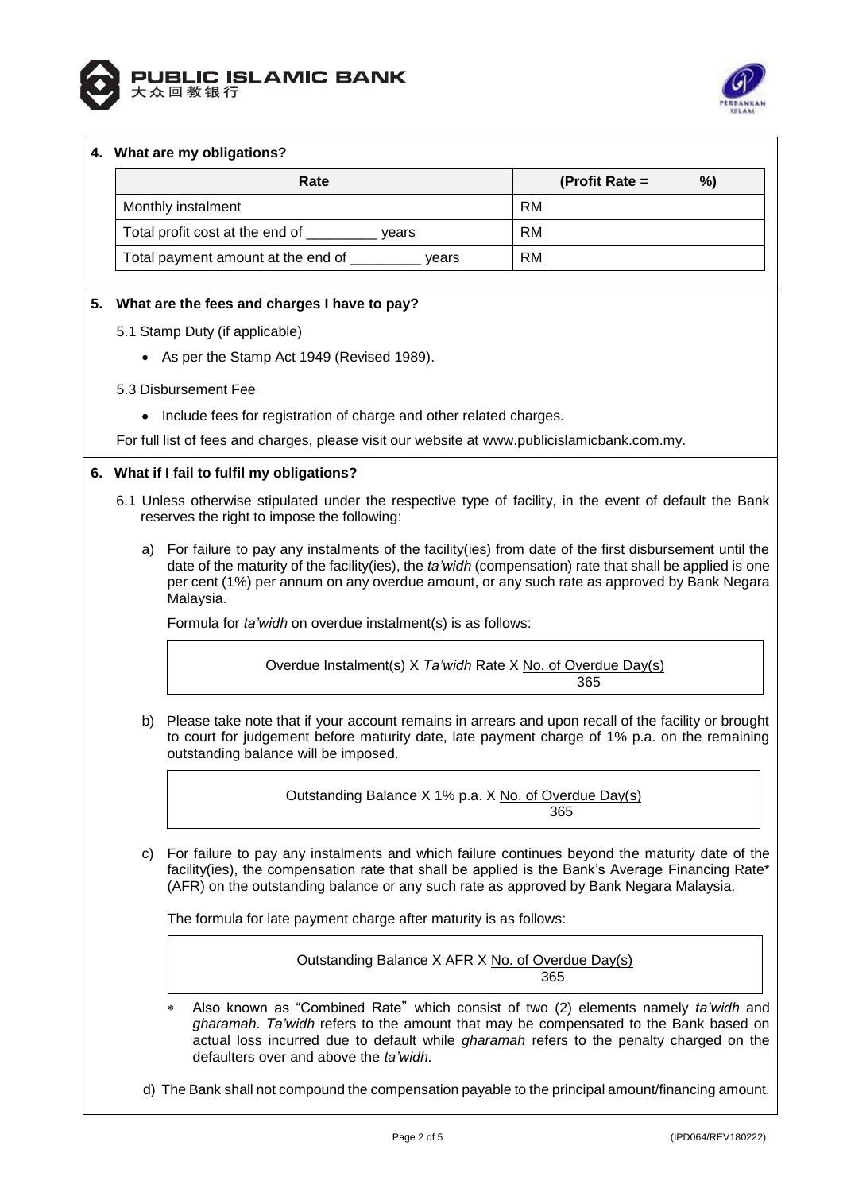## 4. What are my obligations?

| Rate | (Profit Rate = %) |
| --- | --- |
| Monthly instalment | RM |
| Total profit cost at the end of _________ years | RM |
| Total payment amount at the end of _________ years | RM |

## 5. What are the fees and charges I have to pay?

5.1 Stamp Duty (if applicable)

- As per the Stamp Act 1949 (Revised 1989).

5.3 Disbursement Fee

- Include fees for registration of charge and other related charges.

For full list of fees and charges, please visit our website at www.publicislamicbank.com.my.

## 6. What if I fail to fulfil my obligations?

6.1 Unless otherwise stipulated under the respective type of facility, in the event of default the Bank reserves the right to impose the following:

a) For failure to pay any instalments of the facility(ies) from date of the first disbursement until the date of the maturity of the facility(ies), the *ta'widh* (compensation) rate that shall be applied is one per cent (1%) per annum on any overdue amount, or any such rate as approved by Bank Negara Malaysia.

Formula for *ta'widh* on overdue instalment(s) is as follows:

$$\text{Overdue Instalment(s)} \times \textit{Ta'widh} \text{ Rate} \times \frac{\text{No. of Overdue Day(s)}}{365}$$

b) Please take note that if your account remains in arrears and upon recall of the facility or brought to court for judgement before maturity date, late payment charge of 1% p.a. on the remaining outstanding balance will be imposed.

$$\text{Outstanding Balance} \times 1\% \text{ p.a.} \times \frac{\text{No. of Overdue Day(s)}}{365}$$

c) For failure to pay any instalments and which failure continues beyond the maturity date of the facility(ies), the compensation rate that shall be applied is the Bank's Average Financing Rate* (AFR) on the outstanding balance or any such rate as approved by Bank Negara Malaysia.

The formula for late payment charge after maturity is as follows:

$$\text{Outstanding Balance} \times \text{AFR} \times \frac{\text{No. of Overdue Day(s)}}{365}$$

- * Also known as "Combined Rate" which consist of two (2) elements namely *ta'widh* and *gharamah*. *Ta'widh* refers to the amount that may be compensated to the Bank based on actual loss incurred due to default while *gharamah* refers to the penalty charged on the defaulters over and above the *ta'widh*.

d) The Bank shall not compound the compensation payable to the principal amount/financing amount.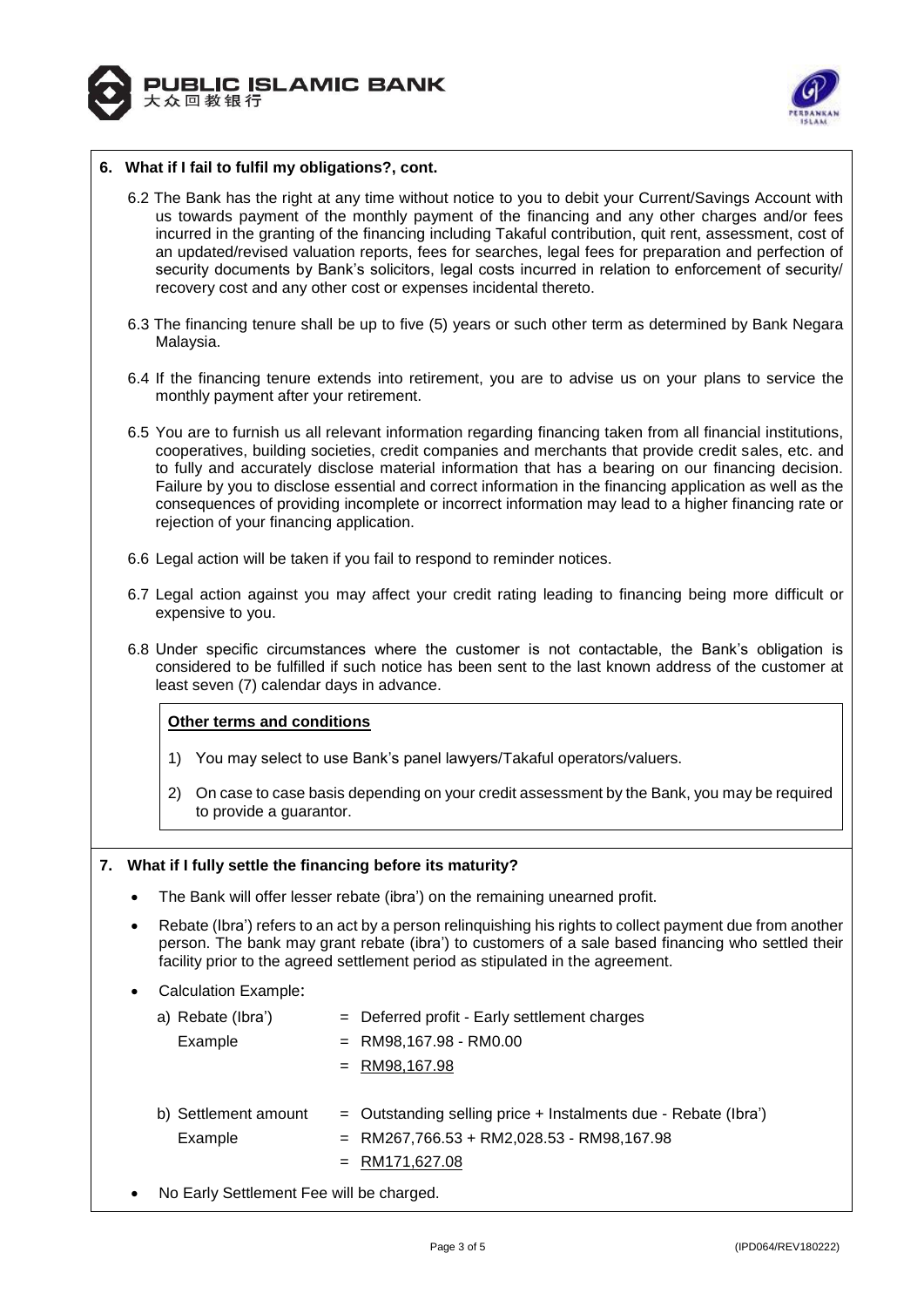## 6. What if I fail to fulfil my obligations?, cont.

6.2 The Bank has the right at any time without notice to you to debit your Current/Savings Account with us towards payment of the monthly payment of the financing and any other charges and/or fees incurred in the granting of the financing including Takaful contribution, quit rent, assessment, cost of an updated/revised valuation reports, fees for searches, legal fees for preparation and perfection of security documents by Bank's solicitors, legal costs incurred in relation to enforcement of security/ recovery cost and any other cost or expenses incidental thereto.

6.3 The financing tenure shall be up to five (5) years or such other term as determined by Bank Negara Malaysia.

6.4 If the financing tenure extends into retirement, you are to advise us on your plans to service the monthly payment after your retirement.

6.5 You are to furnish us all relevant information regarding financing taken from all financial institutions, cooperatives, building societies, credit companies and merchants that provide credit sales, etc. and to fully and accurately disclose material information that has a bearing on our financing decision. Failure by you to disclose essential and correct information in the financing application as well as the consequences of providing incomplete or incorrect information may lead to a higher financing rate or rejection of your financing application.

6.6 Legal action will be taken if you fail to respond to reminder notices.

6.7 Legal action against you may affect your credit rating leading to financing being more difficult or expensive to you.

6.8 Under specific circumstances where the customer is not contactable, the Bank's obligation is considered to be fulfilled if such notice has been sent to the last known address of the customer at least seven (7) calendar days in advance.

**Other terms and conditions**

1) You may select to use Bank's panel lawyers/Takaful operators/valuers.
2) On case to case basis depending on your credit assessment by the Bank, you may be required to provide a guarantor.

## 7. What if I fully settle the financing before its maturity?

- The Bank will offer lesser rebate (ibra') on the remaining unearned profit.
- Rebate (Ibra') refers to an act by a person relinquishing his rights to collect payment due from another person. The bank may grant rebate (ibra') to customers of a sale based financing who settled their facility prior to the agreed settlement period as stipulated in the agreement.
- Calculation Example:

  a) Rebate (Ibra') = Deferred profit - Early settlement charges
     Example = RM98,167.98 - RM0.00
     = RM98,167.98

  b) Settlement amount = Outstanding selling price + Instalments due - Rebate (Ibra')
     Example = RM267,766.53 + RM2,028.53 - RM98,167.98
     = RM171,627.08

- No Early Settlement Fee will be charged.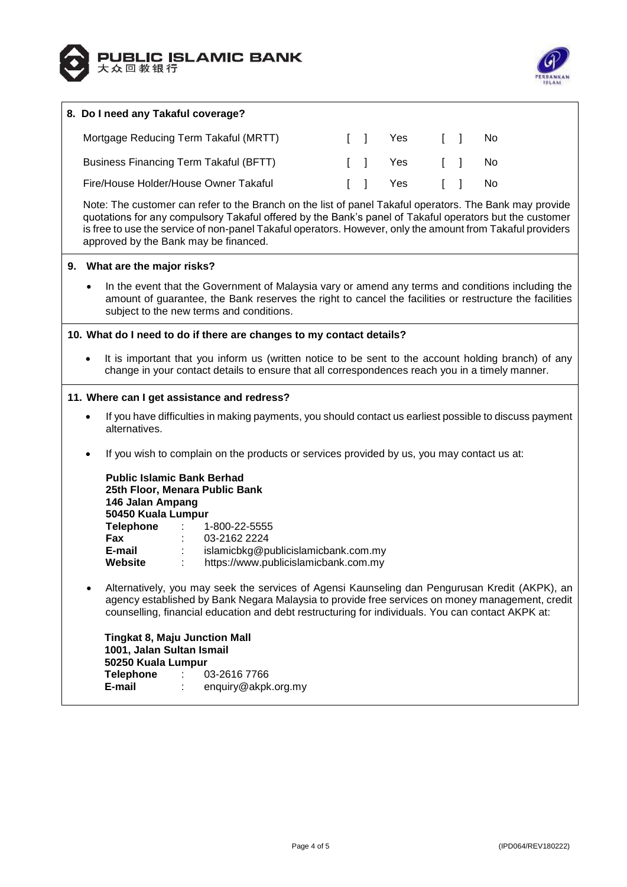## 8. Do I need any Takaful coverage?

| | | | | |
|---|---|---|---|---|
| Mortgage Reducing Term Takaful (MRTT) | [ ] | Yes | [ ] | No |
| Business Financing Term Takaful (BFTT) | [ ] | Yes | [ ] | No |
| Fire/House Holder/House Owner Takaful | [ ] | Yes | [ ] | No |

Note: The customer can refer to the Branch on the list of panel Takaful operators. The Bank may provide quotations for any compulsory Takaful offered by the Bank's panel of Takaful operators but the customer is free to use the service of non-panel Takaful operators. However, only the amount from Takaful providers approved by the Bank may be financed.

## 9. What are the major risks?

- In the event that the Government of Malaysia vary or amend any terms and conditions including the amount of guarantee, the Bank reserves the right to cancel the facilities or restructure the facilities subject to the new terms and conditions.

## 10. What do I need to do if there are changes to my contact details?

- It is important that you inform us (written notice to be sent to the account holding branch) of any change in your contact details to ensure that all correspondences reach you in a timely manner.

## 11. Where can I get assistance and redress?

- If you have difficulties in making payments, you should contact us earliest possible to discuss payment alternatives.

- If you wish to complain on the products or services provided by us, you may contact us at:

  **Public Islamic Bank Berhad**
  **25th Floor, Menara Public Bank**
  **146 Jalan Ampang**
  **50450 Kuala Lumpur**
  **Telephone** : 1-800-22-5555
  **Fax** : 03-2162 2224
  **E-mail** : islamicbkg@publicislamicbank.com.my
  **Website** : https://www.publicislamicbank.com.my

- Alternatively, you may seek the services of Agensi Kaunseling dan Pengurusan Kredit (AKPK), an agency established by Bank Negara Malaysia to provide free services on money management, credit counselling, financial education and debt restructuring for individuals. You can contact AKPK at:

  **Tingkat 8, Maju Junction Mall**
  **1001, Jalan Sultan Ismail**
  **50250 Kuala Lumpur**
  **Telephone** : 03-2616 7766
  **E-mail** : enquiry@akpk.org.my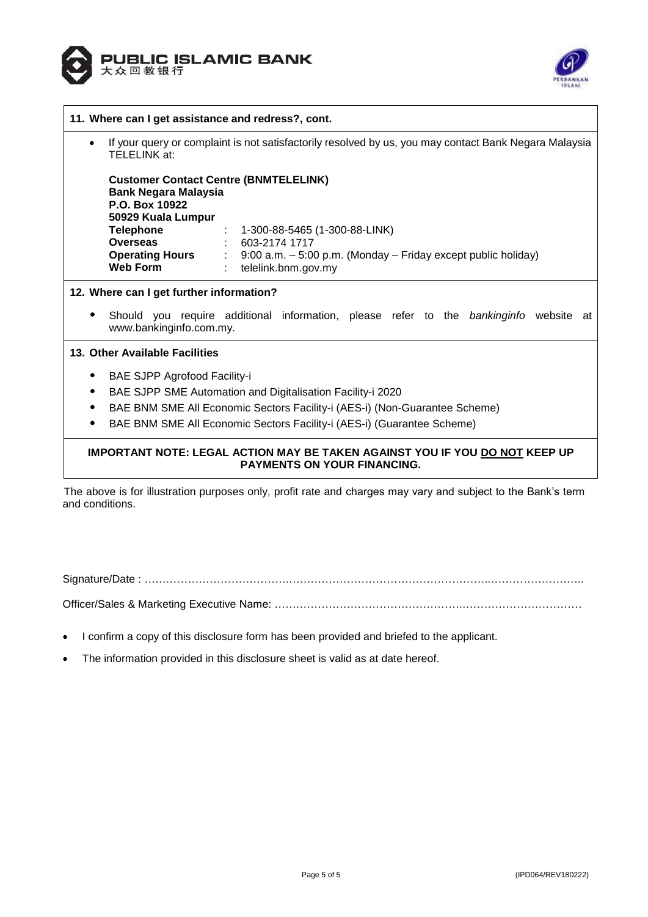## 11. Where can I get assistance and redress?, cont.

- If your query or complaint is not satisfactorily resolved by us, you may contact Bank Negara Malaysia TELELINK at:

**Customer Contact Centre (BNMTELELINK)**
**Bank Negara Malaysia**
**P.O. Box 10922**
**50929 Kuala Lumpur**

| | | |
|---|---|---|
| **Telephone** | : | 1-300-88-5465 (1-300-88-LINK) |
| **Overseas** | : | 603-2174 1717 |
| **Operating Hours** | : | 9:00 a.m. – 5:00 p.m. (Monday – Friday except public holiday) |
| **Web Form** | : | telelink.bnm.gov.my |

## 12. Where can I get further information?

- Should you require additional information, please refer to the *bankinginfo* website at www.bankinginfo.com.my.

## 13. Other Available Facilities

- BAE SJPP Agrofood Facility-i
- BAE SJPP SME Automation and Digitalisation Facility-i 2020
- BAE BNM SME All Economic Sectors Facility-i (AES-i) (Non-Guarantee Scheme)
- BAE BNM SME All Economic Sectors Facility-i (AES-i) (Guarantee Scheme)

**IMPORTANT NOTE: LEGAL ACTION MAY BE TAKEN AGAINST YOU IF YOU DO NOT KEEP UP PAYMENTS ON YOUR FINANCING.**

The above is for illustration purposes only, profit rate and charges may vary and subject to the Bank's term and conditions.

Signature/Date : …………………………………………………………………………………………………………..

Officer/Sales & Marketing Executive Name: ……………………………………………………………………………

- I confirm a copy of this disclosure form has been provided and briefed to the applicant.
- The information provided in this disclosure sheet is valid as at date hereof.

(IPD064/REV180222)